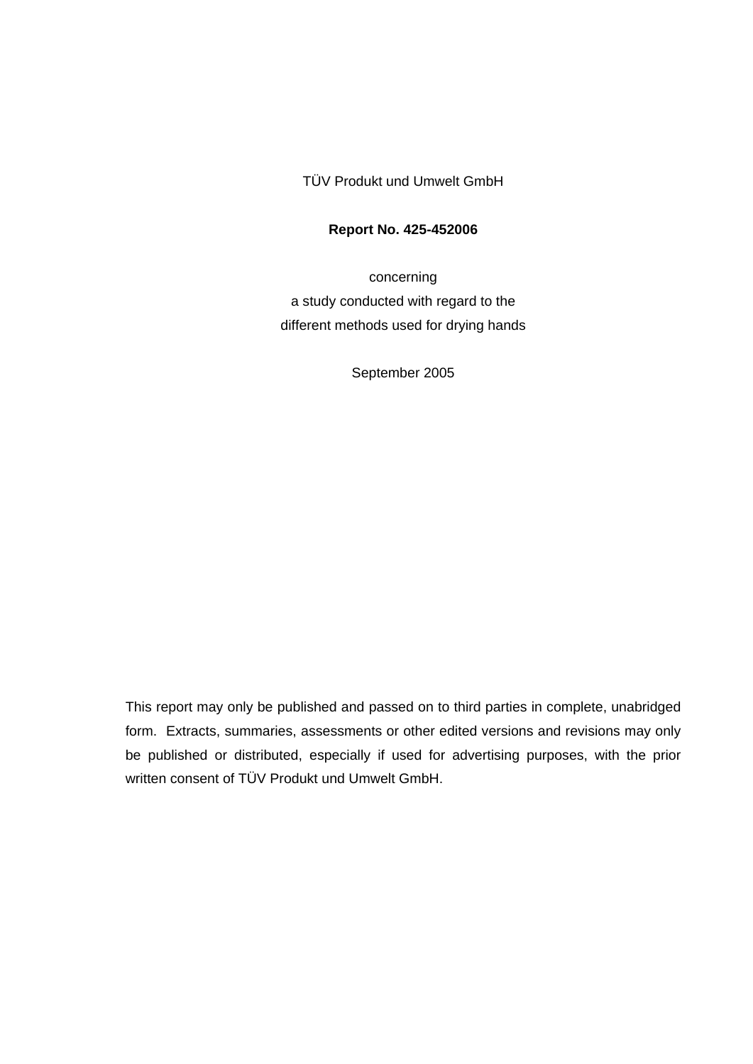TÜV Produkt und Umwelt GmbH

**Report No. 425-452006**

concerning
a study conducted with regard to the
different methods used for drying hands

September 2005

This report may only be published and passed on to third parties in complete, unabridged form. Extracts, summaries, assessments or other edited versions and revisions may only be published or distributed, especially if used for advertising purposes, with the prior written consent of TÜV Produkt und Umwelt GmbH.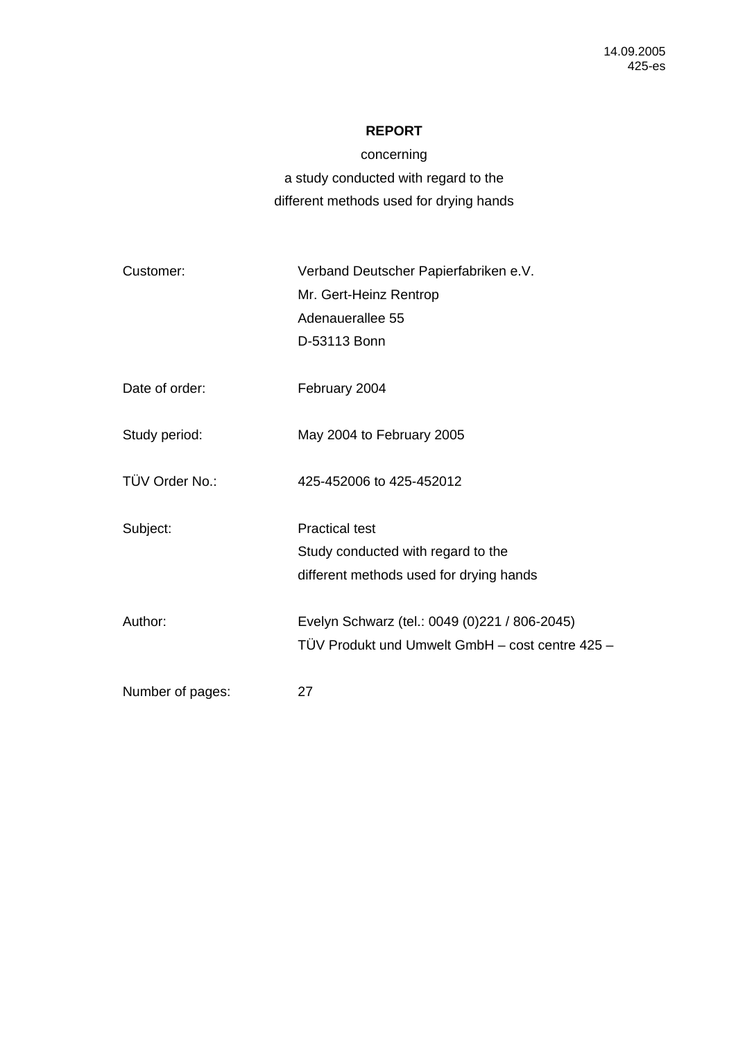14.09.2005
425-es

**REPORT**

concerning

a study conducted with regard to the

different methods used for drying hands

| | |
|---|---|
| Customer: | Verband Deutscher Papierfabriken e.V.<br>Mr. Gert-Heinz Rentrop<br>Adenauerallee 55<br>D-53113 Bonn |
| Date of order: | February 2004 |
| Study period: | May 2004 to February 2005 |
| TÜV Order No.: | 425-452006 to 425-452012 |
| Subject: | Practical test<br>Study conducted with regard to the<br>different methods used for drying hands |
| Author: | Evelyn Schwarz (tel.: 0049 (0)221 / 806-2045)<br>TÜV Produkt und Umwelt GmbH – cost centre 425 – |
| Number of pages: | 27 |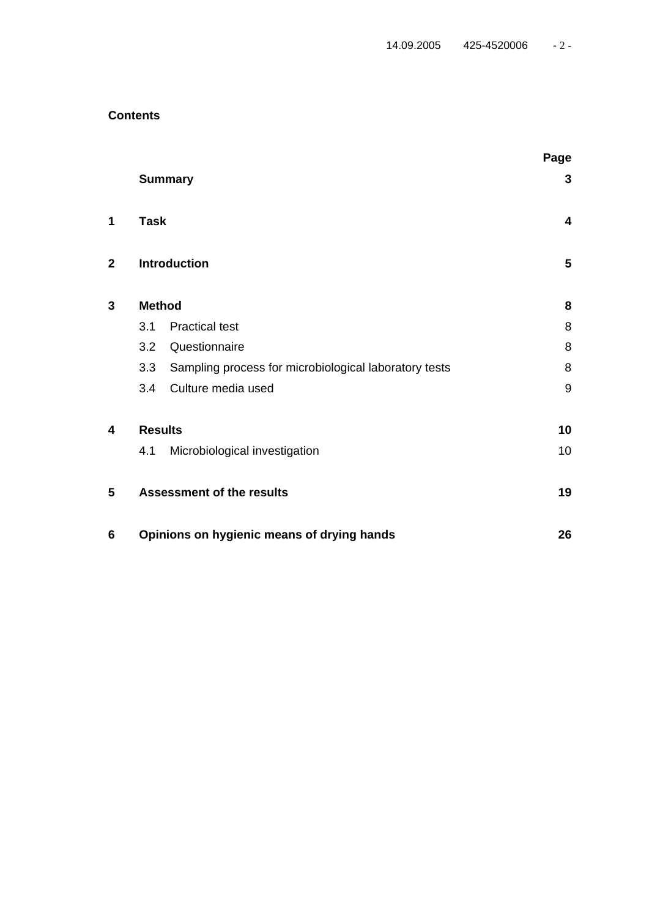**Contents**

| | | Page |
|---|---|---|
| | **Summary** | **3** |
| **1** | **Task** | **4** |
| **2** | **Introduction** | **5** |
| **3** | **Method** | **8** |
| | 3.1 Practical test | 8 |
| | 3.2 Questionnaire | 8 |
| | 3.3 Sampling process for microbiological laboratory tests | 8 |
| | 3.4 Culture media used | 9 |
| **4** | **Results** | **10** |
| | 4.1 Microbiological investigation | 10 |
| **5** | **Assessment of the results** | **19** |
| **6** | **Opinions on hygienic means of drying hands** | **26** |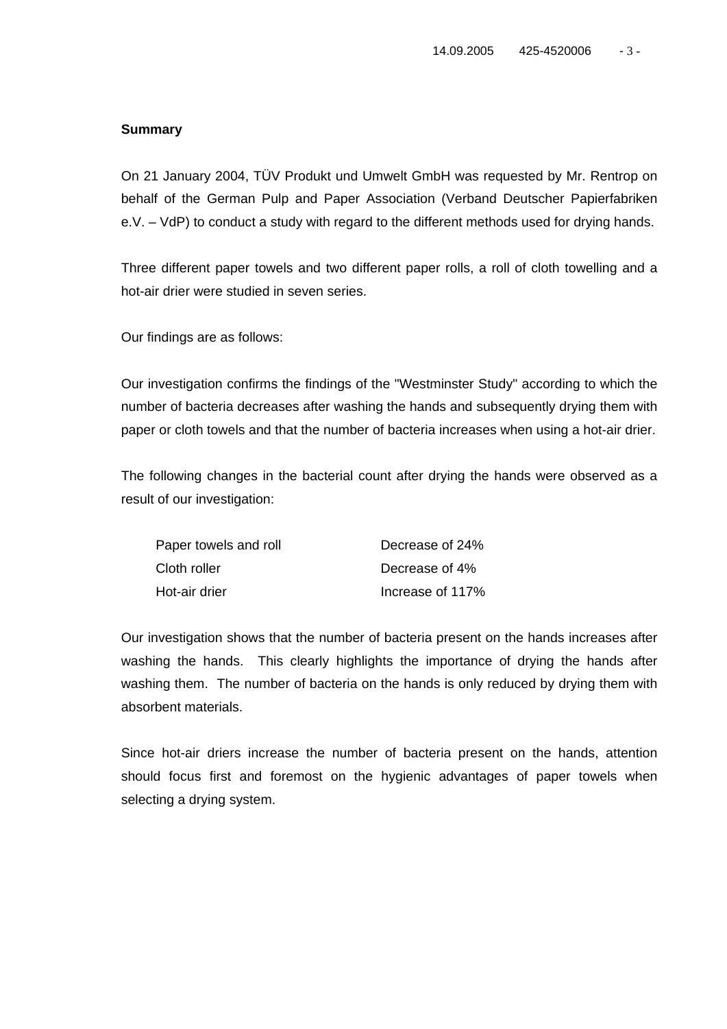**Summary**

On 21 January 2004, TÜV Produkt und Umwelt GmbH was requested by Mr. Rentrop on behalf of the German Pulp and Paper Association (Verband Deutscher Papierfabriken e.V. – VdP) to conduct a study with regard to the different methods used for drying hands.

Three different paper towels and two different paper rolls, a roll of cloth towelling and a hot-air drier were studied in seven series.

Our findings are as follows:

Our investigation confirms the findings of the "Westminster Study" according to which the number of bacteria decreases after washing the hands and subsequently drying them with paper or cloth towels and that the number of bacteria increases when using a hot-air drier.

The following changes in the bacterial count after drying the hands were observed as a result of our investigation:

| | |
|---|---|
| Paper towels and roll | Decrease of 24% |
| Cloth roller | Decrease of 4% |
| Hot-air drier | Increase of 117% |

Our investigation shows that the number of bacteria present on the hands increases after washing the hands. This clearly highlights the importance of drying the hands after washing them. The number of bacteria on the hands is only reduced by drying them with absorbent materials.

Since hot-air driers increase the number of bacteria present on the hands, attention should focus first and foremost on the hygienic advantages of paper towels when selecting a drying system.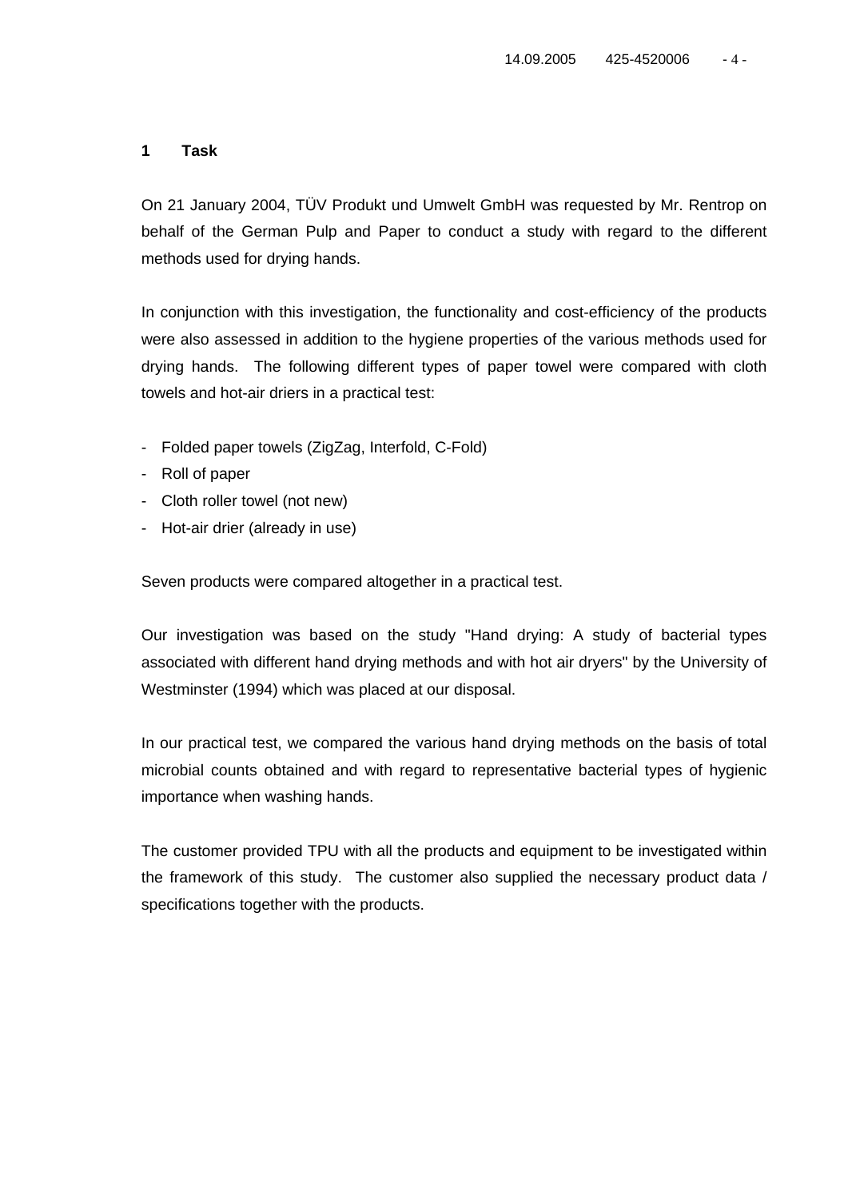# 1 Task

On 21 January 2004, TÜV Produkt und Umwelt GmbH was requested by Mr. Rentrop on behalf of the German Pulp and Paper to conduct a study with regard to the different methods used for drying hands.

In conjunction with this investigation, the functionality and cost-efficiency of the products were also assessed in addition to the hygiene properties of the various methods used for drying hands. The following different types of paper towel were compared with cloth towels and hot-air driers in a practical test:

- Folded paper towels (ZigZag, Interfold, C-Fold)
- Roll of paper
- Cloth roller towel (not new)
- Hot-air drier (already in use)

Seven products were compared altogether in a practical test.

Our investigation was based on the study "Hand drying: A study of bacterial types associated with different hand drying methods and with hot air dryers" by the University of Westminster (1994) which was placed at our disposal.

In our practical test, we compared the various hand drying methods on the basis of total microbial counts obtained and with regard to representative bacterial types of hygienic importance when washing hands.

The customer provided TPU with all the products and equipment to be investigated within the framework of this study. The customer also supplied the necessary product data / specifications together with the products.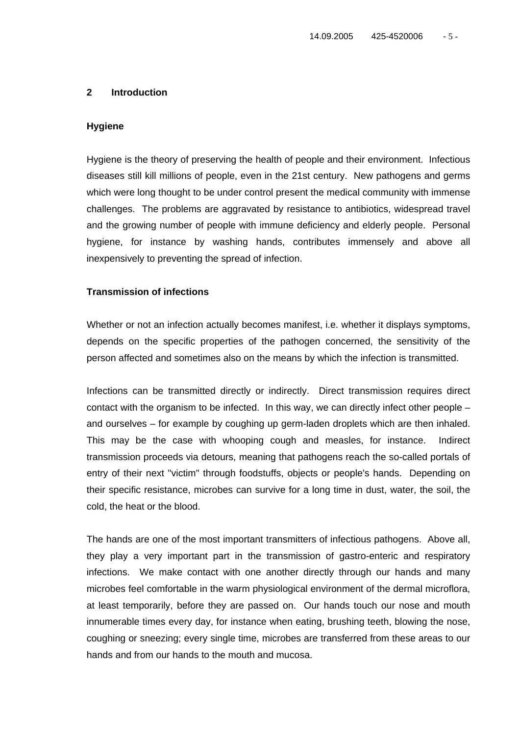## 2 Introduction

### Hygiene

Hygiene is the theory of preserving the health of people and their environment. Infectious diseases still kill millions of people, even in the 21st century. New pathogens and germs which were long thought to be under control present the medical community with immense challenges. The problems are aggravated by resistance to antibiotics, widespread travel and the growing number of people with immune deficiency and elderly people. Personal hygiene, for instance by washing hands, contributes immensely and above all inexpensively to preventing the spread of infection.

### Transmission of infections

Whether or not an infection actually becomes manifest, i.e. whether it displays symptoms, depends on the specific properties of the pathogen concerned, the sensitivity of the person affected and sometimes also on the means by which the infection is transmitted.

Infections can be transmitted directly or indirectly. Direct transmission requires direct contact with the organism to be infected. In this way, we can directly infect other people – and ourselves – for example by coughing up germ-laden droplets which are then inhaled. This may be the case with whooping cough and measles, for instance. Indirect transmission proceeds via detours, meaning that pathogens reach the so-called portals of entry of their next "victim" through foodstuffs, objects or people's hands. Depending on their specific resistance, microbes can survive for a long time in dust, water, the soil, the cold, the heat or the blood.

The hands are one of the most important transmitters of infectious pathogens. Above all, they play a very important part in the transmission of gastro-enteric and respiratory infections. We make contact with one another directly through our hands and many microbes feel comfortable in the warm physiological environment of the dermal microflora, at least temporarily, before they are passed on. Our hands touch our nose and mouth innumerable times every day, for instance when eating, brushing teeth, blowing the nose, coughing or sneezing; every single time, microbes are transferred from these areas to our hands and from our hands to the mouth and mucosa.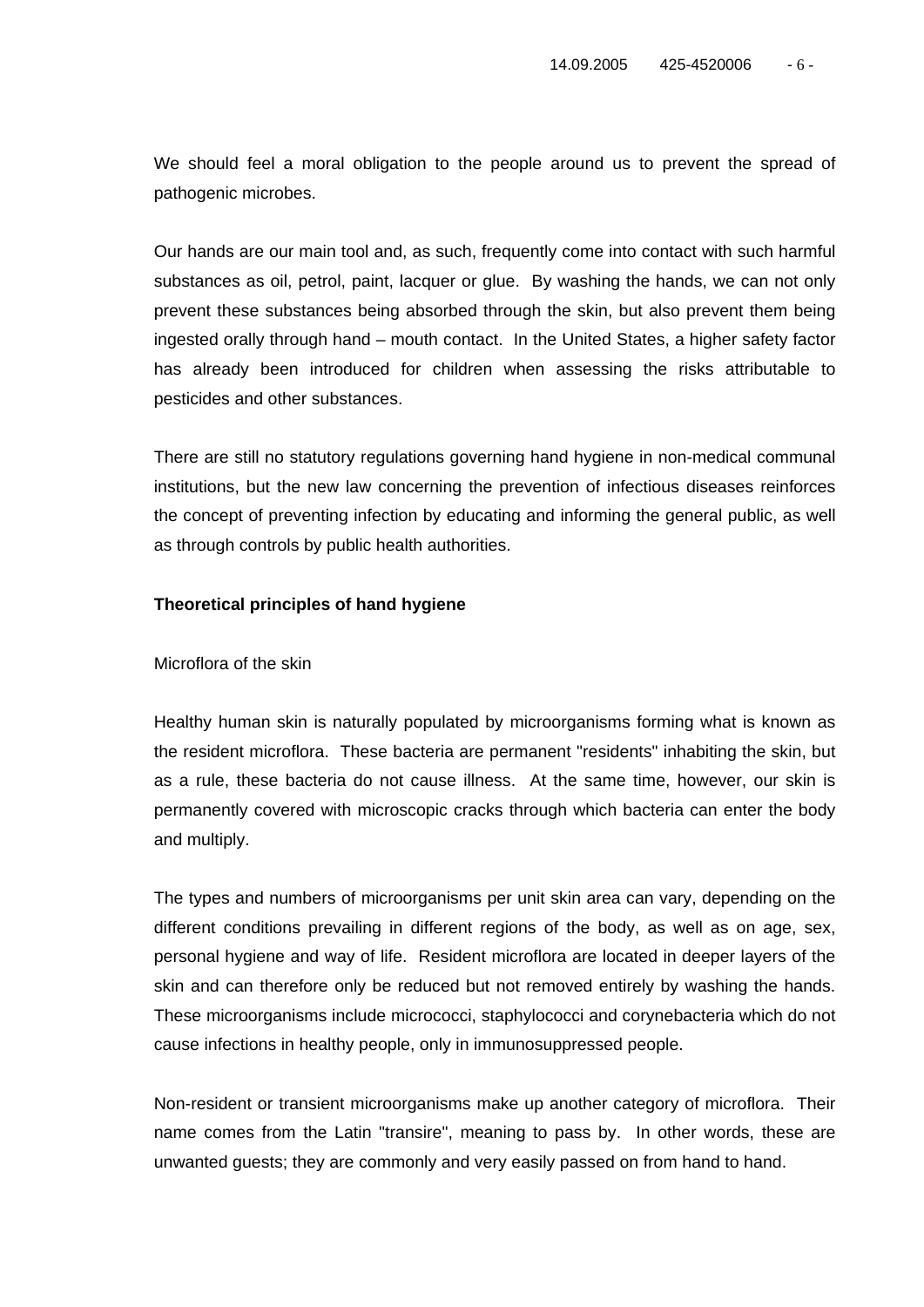We should feel a moral obligation to the people around us to prevent the spread of pathogenic microbes.

Our hands are our main tool and, as such, frequently come into contact with such harmful substances as oil, petrol, paint, lacquer or glue. By washing the hands, we can not only prevent these substances being absorbed through the skin, but also prevent them being ingested orally through hand – mouth contact. In the United States, a higher safety factor has already been introduced for children when assessing the risks attributable to pesticides and other substances.

There are still no statutory regulations governing hand hygiene in non-medical communal institutions, but the new law concerning the prevention of infectious diseases reinforces the concept of preventing infection by educating and informing the general public, as well as through controls by public health authorities.

**Theoretical principles of hand hygiene**

Microflora of the skin

Healthy human skin is naturally populated by microorganisms forming what is known as the resident microflora. These bacteria are permanent "residents" inhabiting the skin, but as a rule, these bacteria do not cause illness. At the same time, however, our skin is permanently covered with microscopic cracks through which bacteria can enter the body and multiply.

The types and numbers of microorganisms per unit skin area can vary, depending on the different conditions prevailing in different regions of the body, as well as on age, sex, personal hygiene and way of life. Resident microflora are located in deeper layers of the skin and can therefore only be reduced but not removed entirely by washing the hands. These microorganisms include micrococci, staphylococci and corynebacteria which do not cause infections in healthy people, only in immunosuppressed people.

Non-resident or transient microorganisms make up another category of microflora. Their name comes from the Latin "transire", meaning to pass by. In other words, these are unwanted guests; they are commonly and very easily passed on from hand to hand.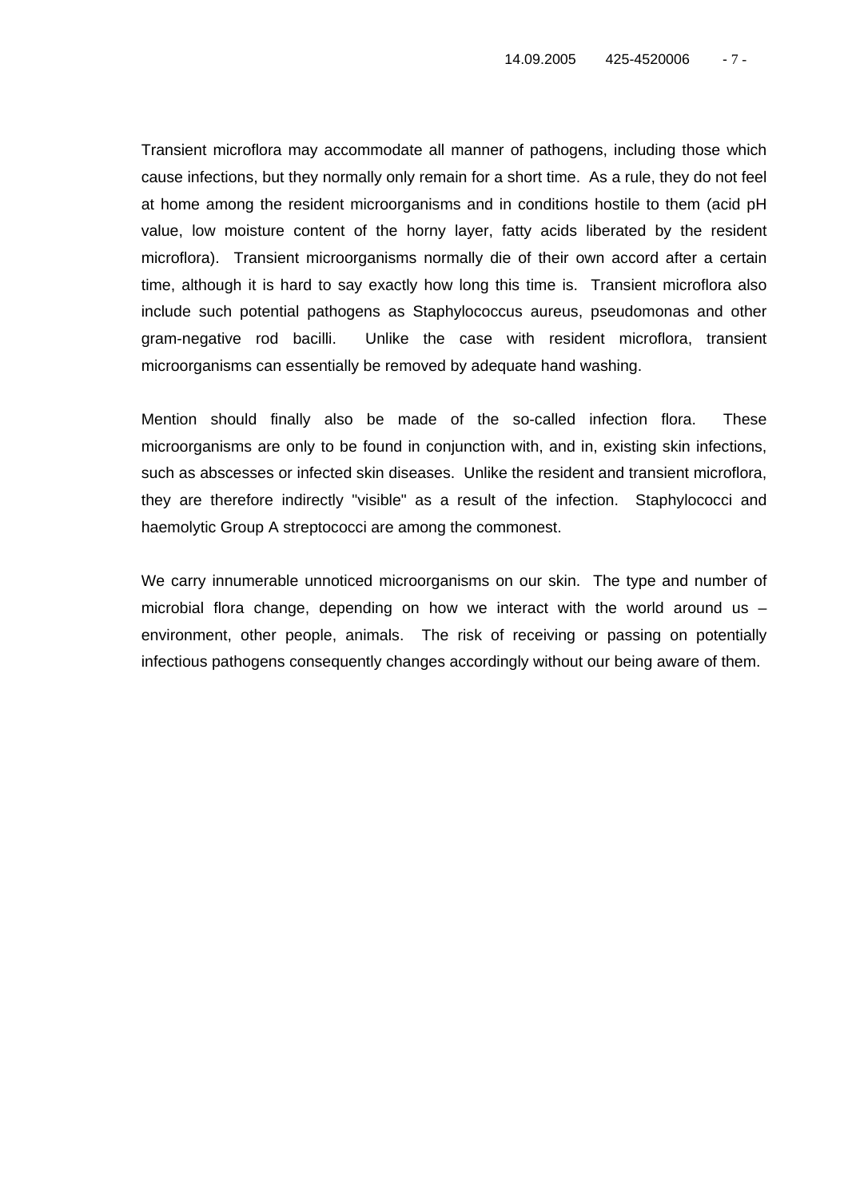Transient microflora may accommodate all manner of pathogens, including those which cause infections, but they normally only remain for a short time. As a rule, they do not feel at home among the resident microorganisms and in conditions hostile to them (acid pH value, low moisture content of the horny layer, fatty acids liberated by the resident microflora). Transient microorganisms normally die of their own accord after a certain time, although it is hard to say exactly how long this time is. Transient microflora also include such potential pathogens as Staphylococcus aureus, pseudomonas and other gram-negative rod bacilli. Unlike the case with resident microflora, transient microorganisms can essentially be removed by adequate hand washing.

Mention should finally also be made of the so-called infection flora. These microorganisms are only to be found in conjunction with, and in, existing skin infections, such as abscesses or infected skin diseases. Unlike the resident and transient microflora, they are therefore indirectly "visible" as a result of the infection. Staphylococci and haemolytic Group A streptococci are among the commonest.

We carry innumerable unnoticed microorganisms on our skin. The type and number of microbial flora change, depending on how we interact with the world around us – environment, other people, animals. The risk of receiving or passing on potentially infectious pathogens consequently changes accordingly without our being aware of them.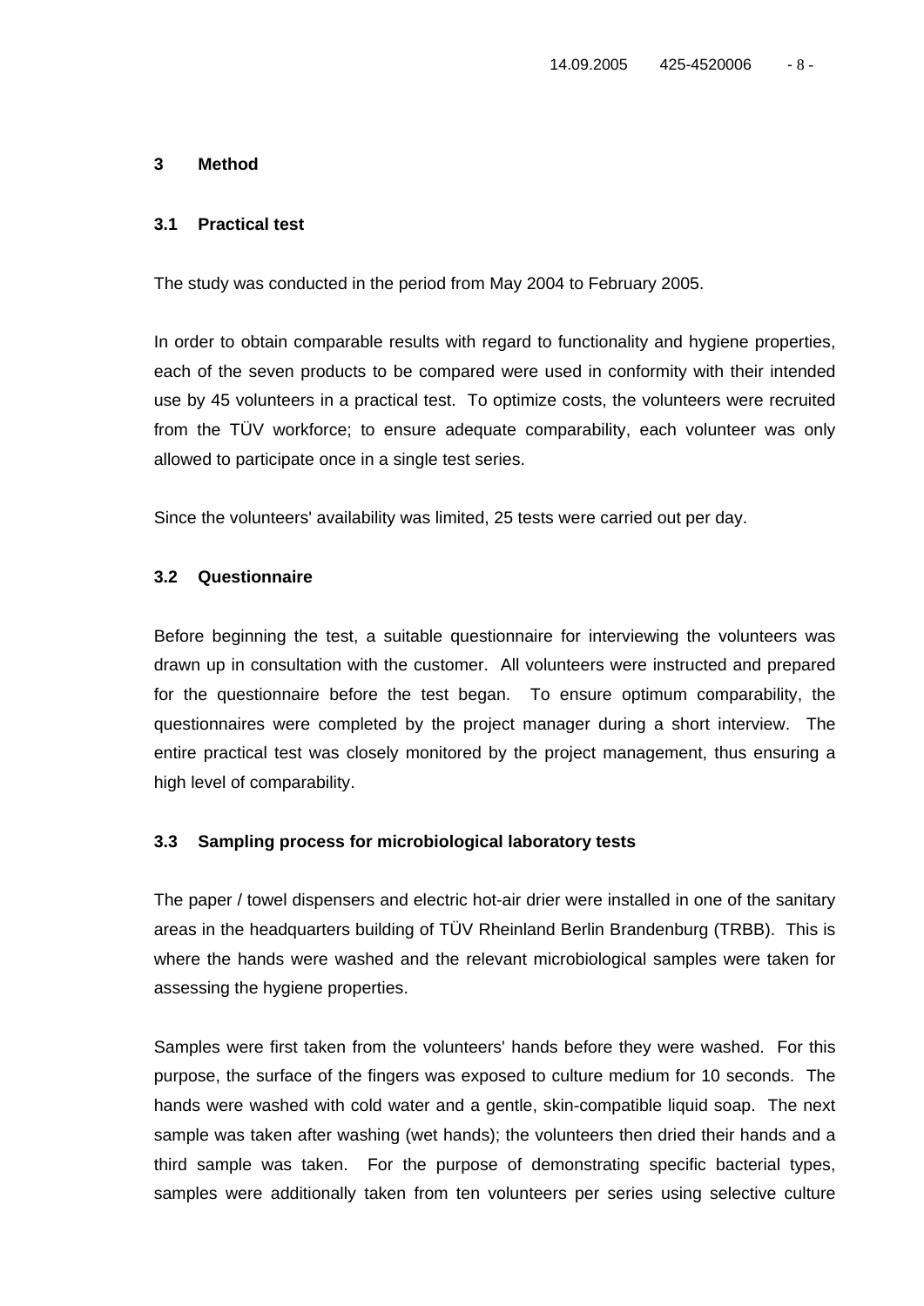# 3 Method

## 3.1 Practical test

The study was conducted in the period from May 2004 to February 2005.

In order to obtain comparable results with regard to functionality and hygiene properties, each of the seven products to be compared were used in conformity with their intended use by 45 volunteers in a practical test. To optimize costs, the volunteers were recruited from the TÜV workforce; to ensure adequate comparability, each volunteer was only allowed to participate once in a single test series.

Since the volunteers' availability was limited, 25 tests were carried out per day.

## 3.2 Questionnaire

Before beginning the test, a suitable questionnaire for interviewing the volunteers was drawn up in consultation with the customer. All volunteers were instructed and prepared for the questionnaire before the test began. To ensure optimum comparability, the questionnaires were completed by the project manager during a short interview. The entire practical test was closely monitored by the project management, thus ensuring a high level of comparability.

## 3.3 Sampling process for microbiological laboratory tests

The paper / towel dispensers and electric hot-air drier were installed in one of the sanitary areas in the headquarters building of TÜV Rheinland Berlin Brandenburg (TRBB). This is where the hands were washed and the relevant microbiological samples were taken for assessing the hygiene properties.

Samples were first taken from the volunteers' hands before they were washed. For this purpose, the surface of the fingers was exposed to culture medium for 10 seconds. The hands were washed with cold water and a gentle, skin-compatible liquid soap. The next sample was taken after washing (wet hands); the volunteers then dried their hands and a third sample was taken. For the purpose of demonstrating specific bacterial types, samples were additionally taken from ten volunteers per series using selective culture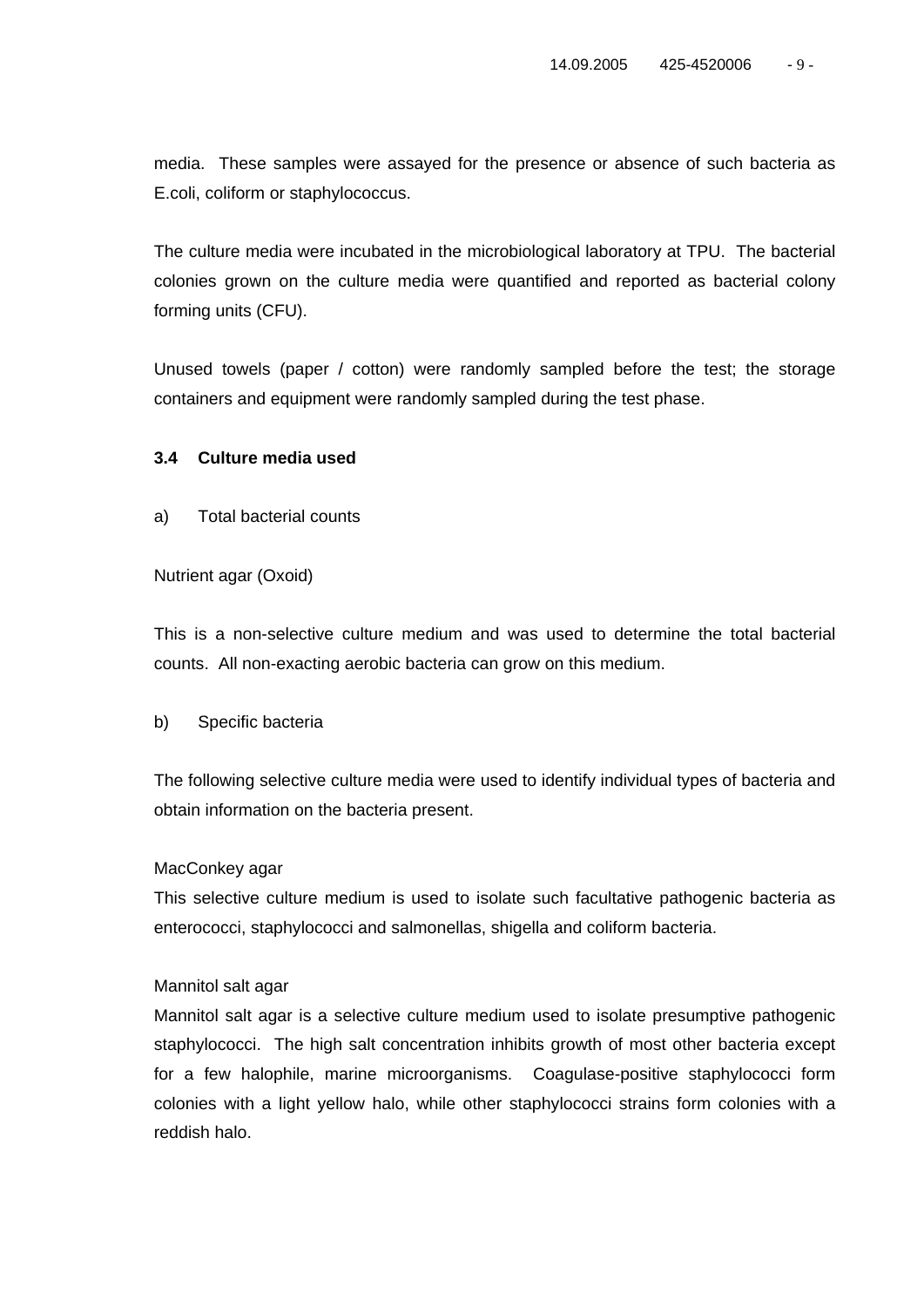media. These samples were assayed for the presence or absence of such bacteria as E.coli, coliform or staphylococcus.

The culture media were incubated in the microbiological laboratory at TPU. The bacterial colonies grown on the culture media were quantified and reported as bacterial colony forming units (CFU).

Unused towels (paper / cotton) were randomly sampled before the test; the storage containers and equipment were randomly sampled during the test phase.

### 3.4 Culture media used

a) Total bacterial counts

Nutrient agar (Oxoid)

This is a non-selective culture medium and was used to determine the total bacterial counts. All non-exacting aerobic bacteria can grow on this medium.

b) Specific bacteria

The following selective culture media were used to identify individual types of bacteria and obtain information on the bacteria present.

MacConkey agar
This selective culture medium is used to isolate such facultative pathogenic bacteria as enterococci, staphylococci and salmonellas, shigella and coliform bacteria.

Mannitol salt agar
Mannitol salt agar is a selective culture medium used to isolate presumptive pathogenic staphylococci. The high salt concentration inhibits growth of most other bacteria except for a few halophile, marine microorganisms. Coagulase-positive staphylococci form colonies with a light yellow halo, while other staphylococci strains form colonies with a reddish halo.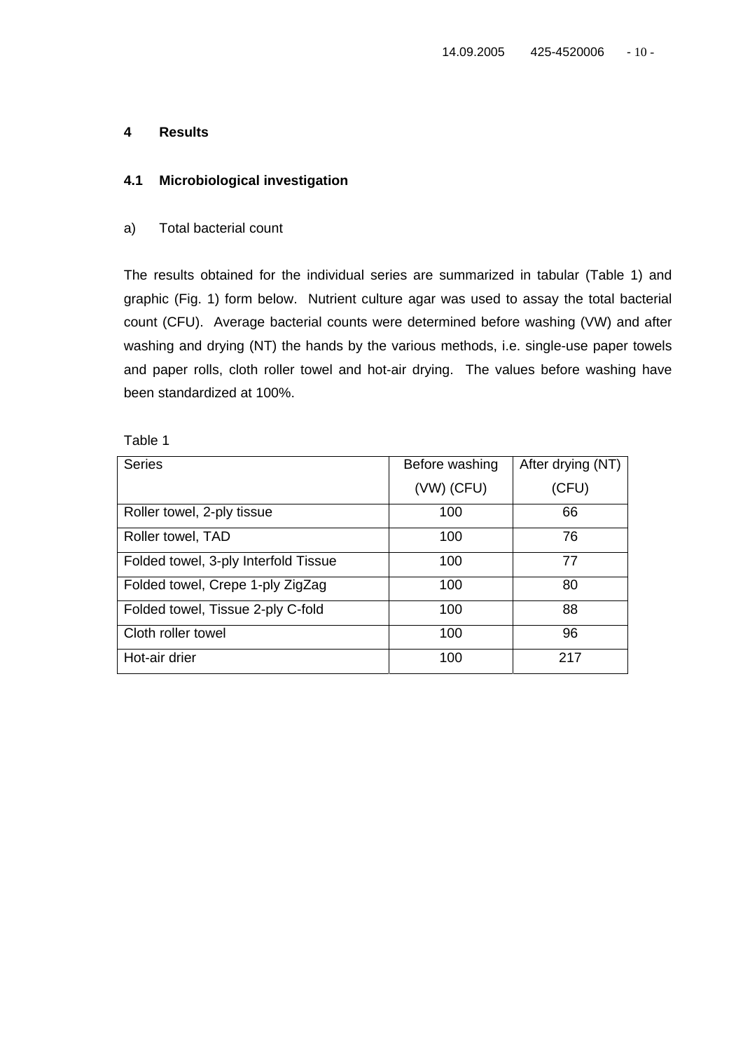# 4 Results

## 4.1 Microbiological investigation

a) Total bacterial count

The results obtained for the individual series are summarized in tabular (Table 1) and graphic (Fig. 1) form below. Nutrient culture agar was used to assay the total bacterial count (CFU). Average bacterial counts were determined before washing (VW) and after washing and drying (NT) the hands by the various methods, i.e. single-use paper towels and paper rolls, cloth roller towel and hot-air drying. The values before washing have been standardized at 100%.

Table 1

| Series | Before washing (VW) (CFU) | After drying (NT) (CFU) |
|---|---|---|
| Roller towel, 2-ply tissue | 100 | 66 |
| Roller towel, TAD | 100 | 76 |
| Folded towel, 3-ply Interfold Tissue | 100 | 77 |
| Folded towel, Crepe 1-ply ZigZag | 100 | 80 |
| Folded towel, Tissue 2-ply C-fold | 100 | 88 |
| Cloth roller towel | 100 | 96 |
| Hot-air drier | 100 | 217 |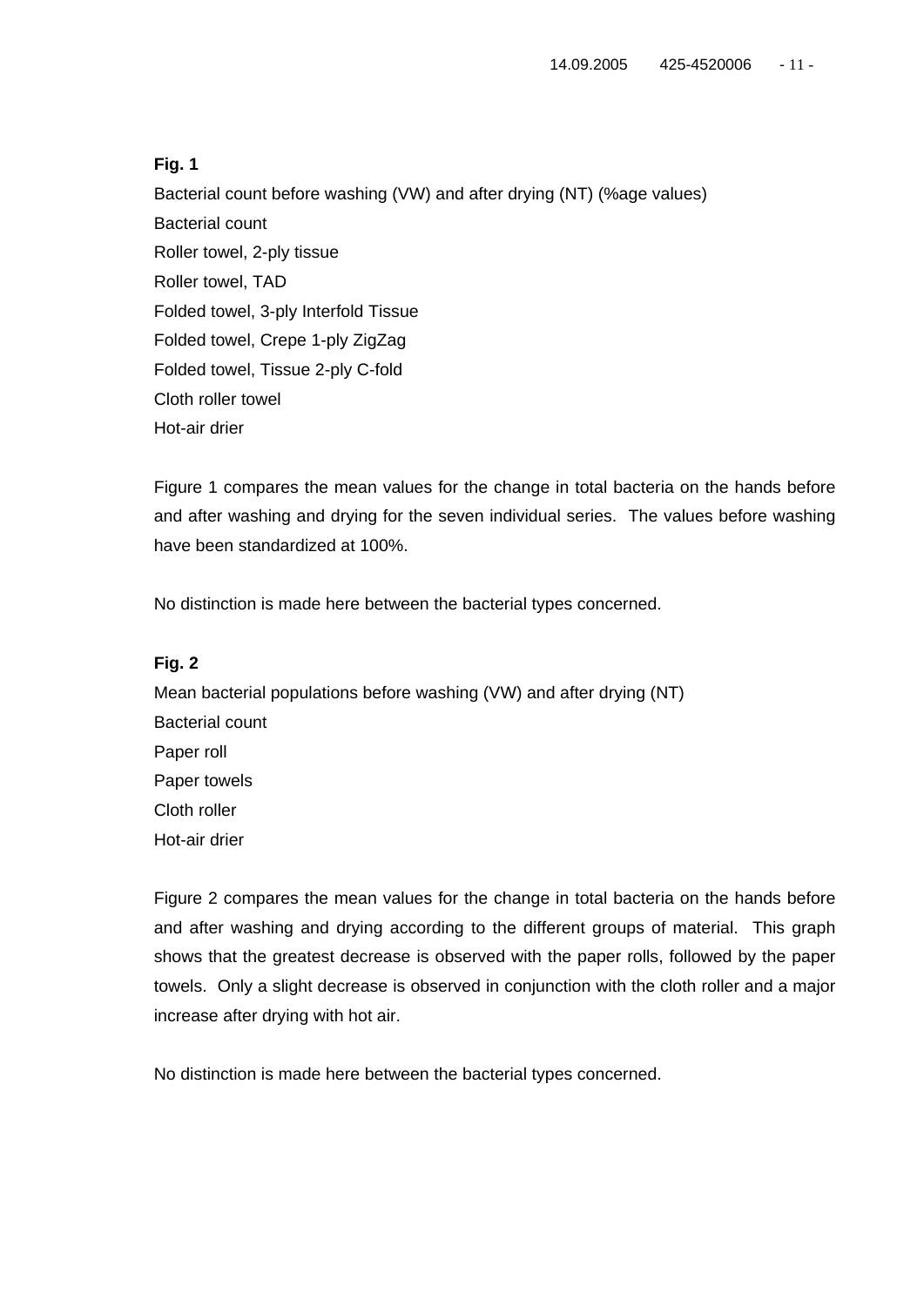**Fig. 1**

Bacterial count before washing (VW) and after drying (NT) (%age values)

Bacterial count

Roller towel, 2-ply tissue

Roller towel, TAD

Folded towel, 3-ply Interfold Tissue

Folded towel, Crepe 1-ply ZigZag

Folded towel, Tissue 2-ply C-fold

Cloth roller towel

Hot-air drier

Figure 1 compares the mean values for the change in total bacteria on the hands before and after washing and drying for the seven individual series. The values before washing have been standardized at 100%.

No distinction is made here between the bacterial types concerned.

**Fig. 2**

Mean bacterial populations before washing (VW) and after drying (NT)

Bacterial count

Paper roll

Paper towels

Cloth roller

Hot-air drier

Figure 2 compares the mean values for the change in total bacteria on the hands before and after washing and drying according to the different groups of material. This graph shows that the greatest decrease is observed with the paper rolls, followed by the paper towels. Only a slight decrease is observed in conjunction with the cloth roller and a major increase after drying with hot air.

No distinction is made here between the bacterial types concerned.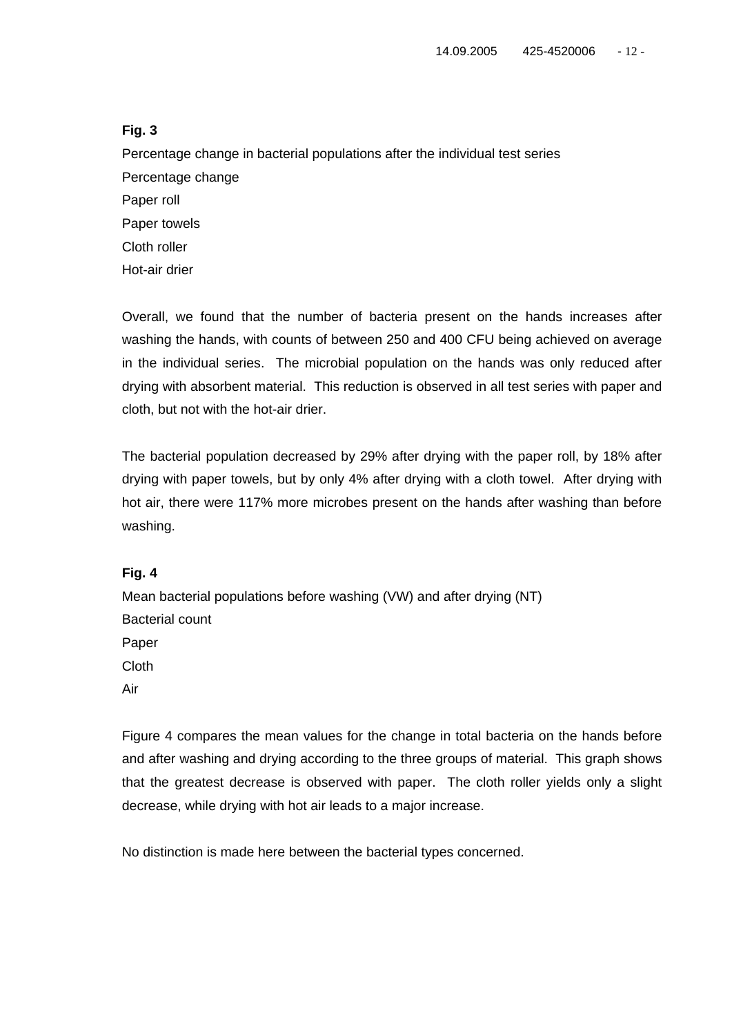**Fig. 3**

Percentage change in bacterial populations after the individual test series

Percentage change

Paper roll

Paper towels

Cloth roller

Hot-air drier

Overall, we found that the number of bacteria present on the hands increases after washing the hands, with counts of between 250 and 400 CFU being achieved on average in the individual series. The microbial population on the hands was only reduced after drying with absorbent material. This reduction is observed in all test series with paper and cloth, but not with the hot-air drier.

The bacterial population decreased by 29% after drying with the paper roll, by 18% after drying with paper towels, but by only 4% after drying with a cloth towel. After drying with hot air, there were 117% more microbes present on the hands after washing than before washing.

**Fig. 4**

Mean bacterial populations before washing (VW) and after drying (NT)

Bacterial count

Paper

Cloth

Air

Figure 4 compares the mean values for the change in total bacteria on the hands before and after washing and drying according to the three groups of material. This graph shows that the greatest decrease is observed with paper. The cloth roller yields only a slight decrease, while drying with hot air leads to a major increase.

No distinction is made here between the bacterial types concerned.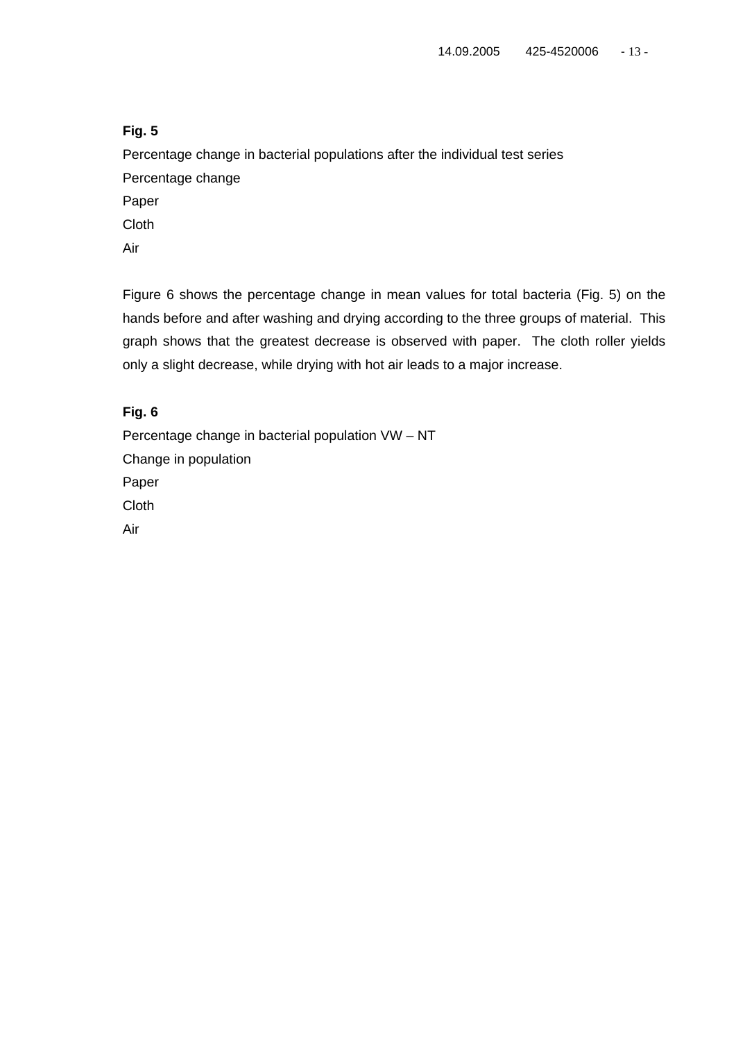**Fig. 5**

Percentage change in bacterial populations after the individual test series

Percentage change

Paper

Cloth

Air

Figure 6 shows the percentage change in mean values for total bacteria (Fig. 5) on the hands before and after washing and drying according to the three groups of material. This graph shows that the greatest decrease is observed with paper. The cloth roller yields only a slight decrease, while drying with hot air leads to a major increase.

**Fig. 6**

Percentage change in bacterial population VW – NT

Change in population

Paper

Cloth

Air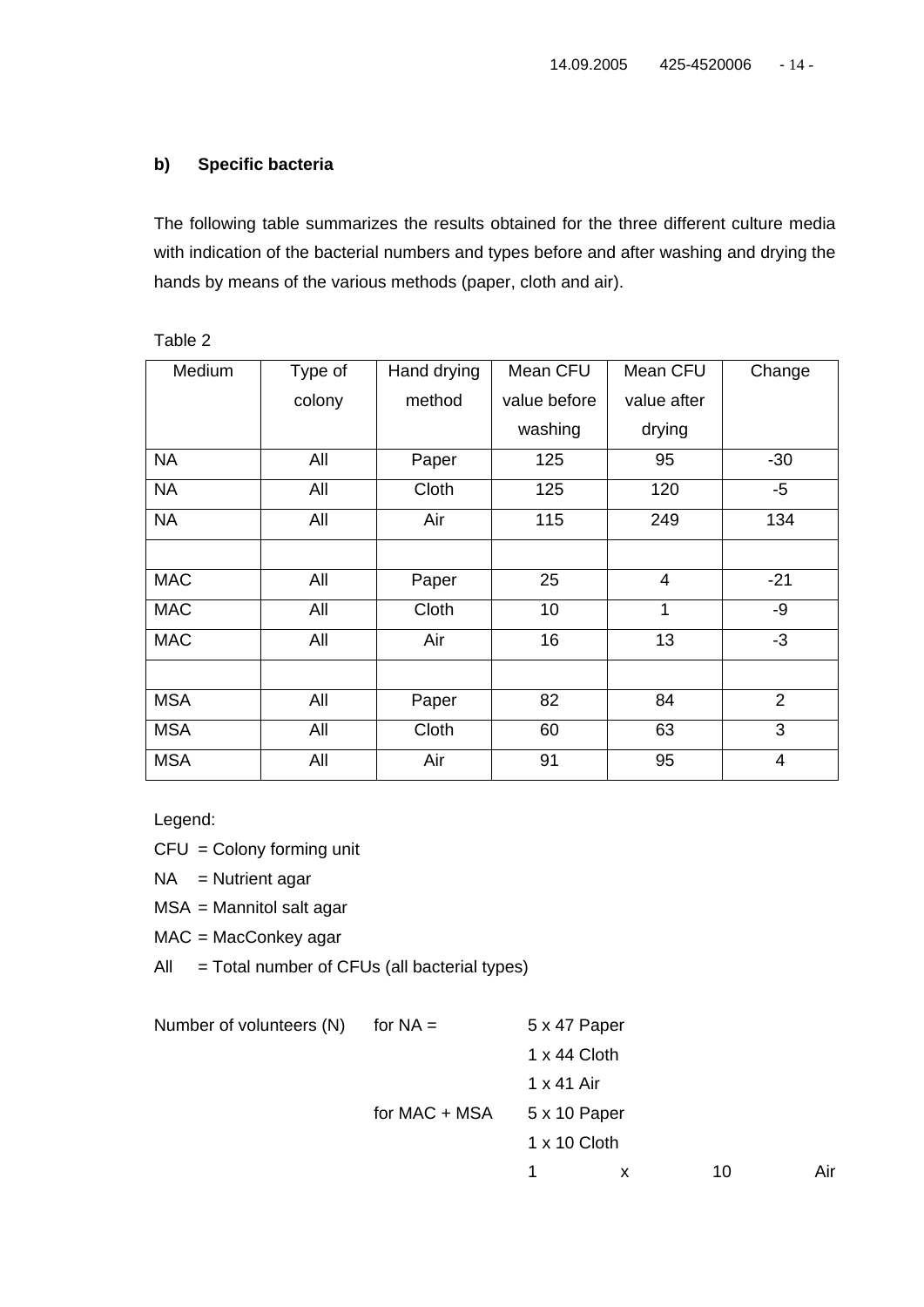### b) Specific bacteria

The following table summarizes the results obtained for the three different culture media with indication of the bacterial numbers and types before and after washing and drying the hands by means of the various methods (paper, cloth and air).

Table 2

| Medium | Type of colony | Hand drying method | Mean CFU value before washing | Mean CFU value after drying | Change |
|---|---|---|---|---|---|
| NA | All | Paper | 125 | 95 | -30 |
| NA | All | Cloth | 125 | 120 | -5 |
| NA | All | Air | 115 | 249 | 134 |
| | | | | | |
| MAC | All | Paper | 25 | 4 | -21 |
| MAC | All | Cloth | 10 | 1 | -9 |
| MAC | All | Air | 16 | 13 | -3 |
| | | | | | |
| MSA | All | Paper | 82 | 84 | 2 |
| MSA | All | Cloth | 60 | 63 | 3 |
| MSA | All | Air | 91 | 95 | 4 |

Legend:

CFU = Colony forming unit

NA = Nutrient agar

MSA = Mannitol salt agar

MAC = MacConkey agar

All = Total number of CFUs (all bacterial types)

Number of volunteers (N) for NA = 5 x 47 Paper
1 x 44 Cloth
1 x 41 Air

for MAC + MSA 5 x 10 Paper
1 x 10 Cloth
1 x 10 Air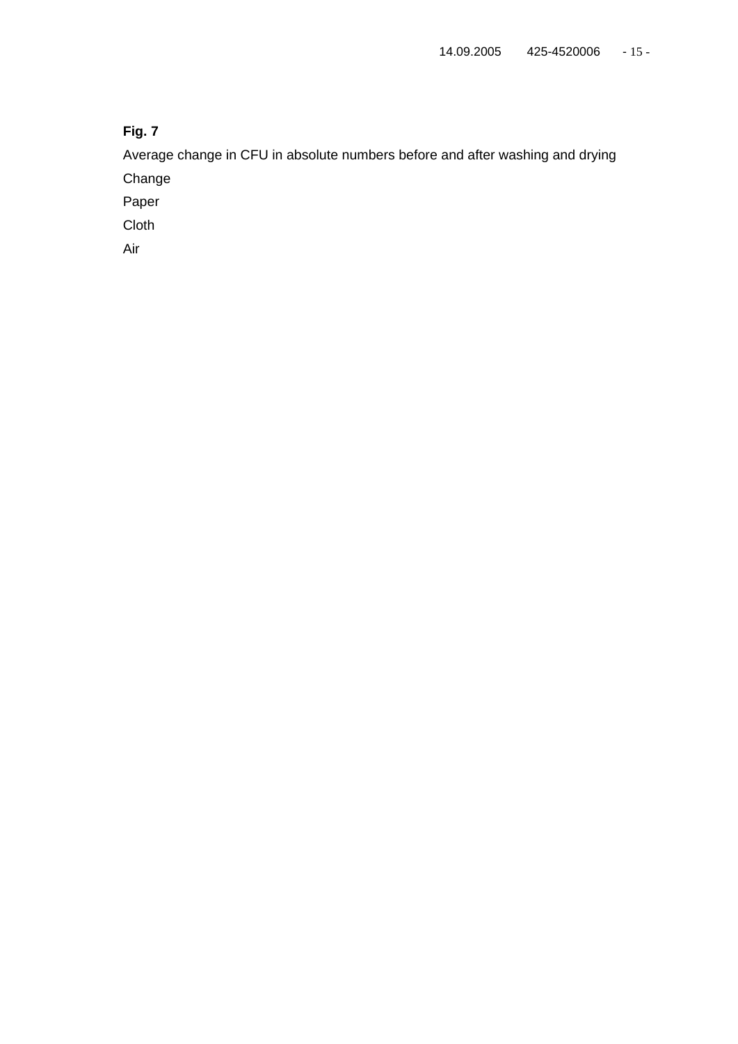**Fig. 7**

Average change in CFU in absolute numbers before and after washing and drying

Change

Paper

Cloth

Air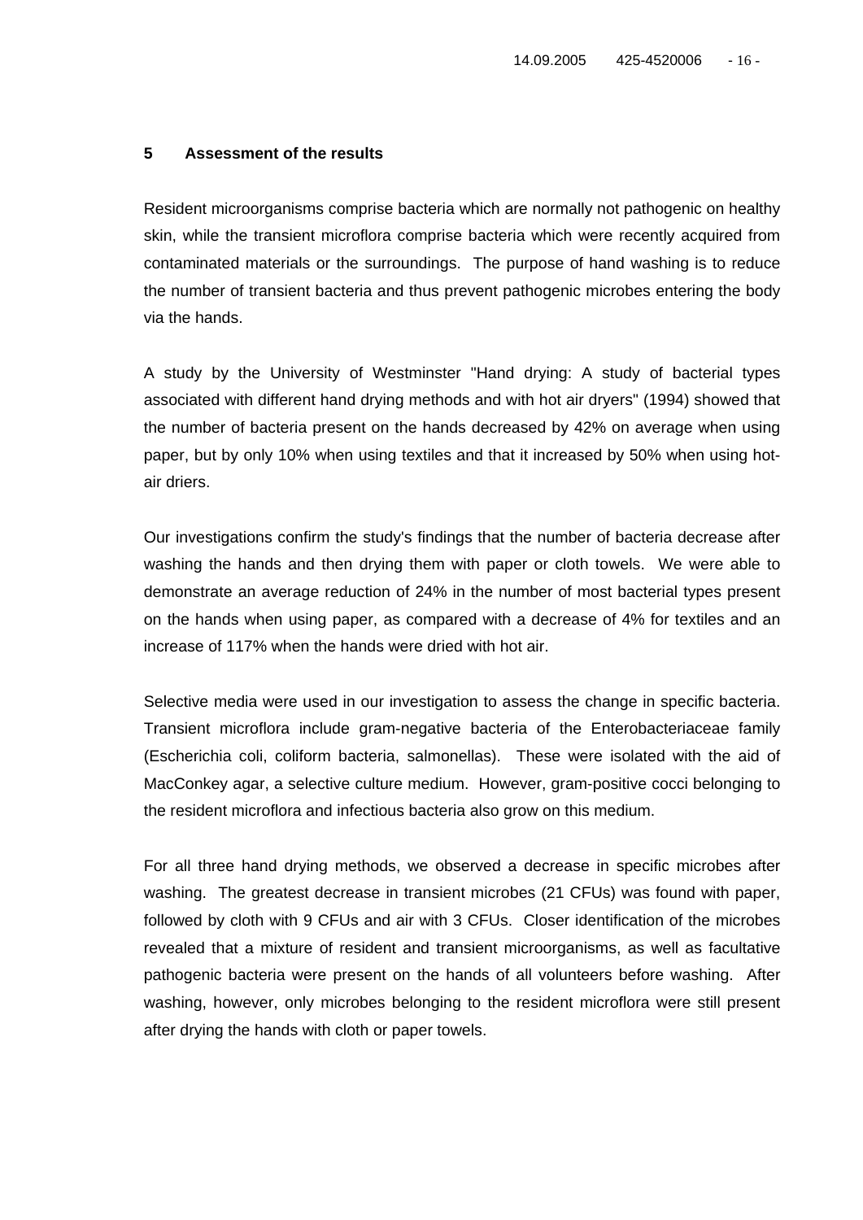## 5 Assessment of the results

Resident microorganisms comprise bacteria which are normally not pathogenic on healthy skin, while the transient microflora comprise bacteria which were recently acquired from contaminated materials or the surroundings. The purpose of hand washing is to reduce the number of transient bacteria and thus prevent pathogenic microbes entering the body via the hands.

A study by the University of Westminster "Hand drying: A study of bacterial types associated with different hand drying methods and with hot air dryers" (1994) showed that the number of bacteria present on the hands decreased by 42% on average when using paper, but by only 10% when using textiles and that it increased by 50% when using hot-air driers.

Our investigations confirm the study's findings that the number of bacteria decrease after washing the hands and then drying them with paper or cloth towels. We were able to demonstrate an average reduction of 24% in the number of most bacterial types present on the hands when using paper, as compared with a decrease of 4% for textiles and an increase of 117% when the hands were dried with hot air.

Selective media were used in our investigation to assess the change in specific bacteria. Transient microflora include gram-negative bacteria of the Enterobacteriaceae family (Escherichia coli, coliform bacteria, salmonellas). These were isolated with the aid of MacConkey agar, a selective culture medium. However, gram-positive cocci belonging to the resident microflora and infectious bacteria also grow on this medium.

For all three hand drying methods, we observed a decrease in specific microbes after washing. The greatest decrease in transient microbes (21 CFUs) was found with paper, followed by cloth with 9 CFUs and air with 3 CFUs. Closer identification of the microbes revealed that a mixture of resident and transient microorganisms, as well as facultative pathogenic bacteria were present on the hands of all volunteers before washing. After washing, however, only microbes belonging to the resident microflora were still present after drying the hands with cloth or paper towels.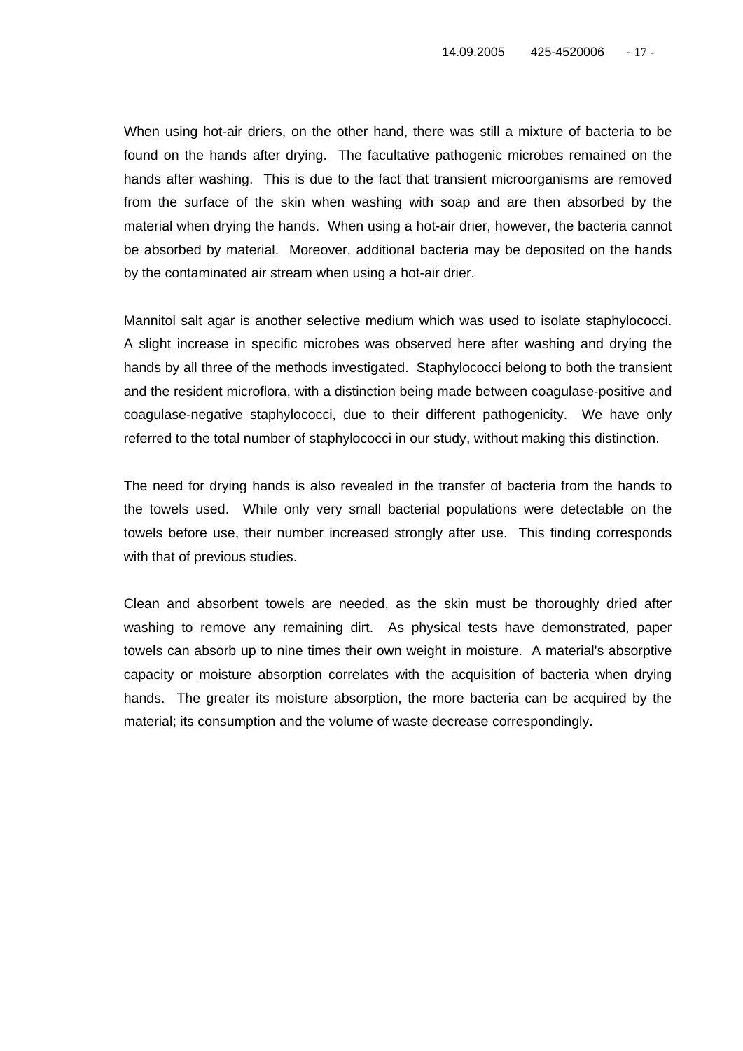When using hot-air driers, on the other hand, there was still a mixture of bacteria to be found on the hands after drying. The facultative pathogenic microbes remained on the hands after washing. This is due to the fact that transient microorganisms are removed from the surface of the skin when washing with soap and are then absorbed by the material when drying the hands. When using a hot-air drier, however, the bacteria cannot be absorbed by material. Moreover, additional bacteria may be deposited on the hands by the contaminated air stream when using a hot-air drier.

Mannitol salt agar is another selective medium which was used to isolate staphylococci. A slight increase in specific microbes was observed here after washing and drying the hands by all three of the methods investigated. Staphylococci belong to both the transient and the resident microflora, with a distinction being made between coagulase-positive and coagulase-negative staphylococci, due to their different pathogenicity. We have only referred to the total number of staphylococci in our study, without making this distinction.

The need for drying hands is also revealed in the transfer of bacteria from the hands to the towels used. While only very small bacterial populations were detectable on the towels before use, their number increased strongly after use. This finding corresponds with that of previous studies.

Clean and absorbent towels are needed, as the skin must be thoroughly dried after washing to remove any remaining dirt. As physical tests have demonstrated, paper towels can absorb up to nine times their own weight in moisture. A material's absorptive capacity or moisture absorption correlates with the acquisition of bacteria when drying hands. The greater its moisture absorption, the more bacteria can be acquired by the material; its consumption and the volume of waste decrease correspondingly.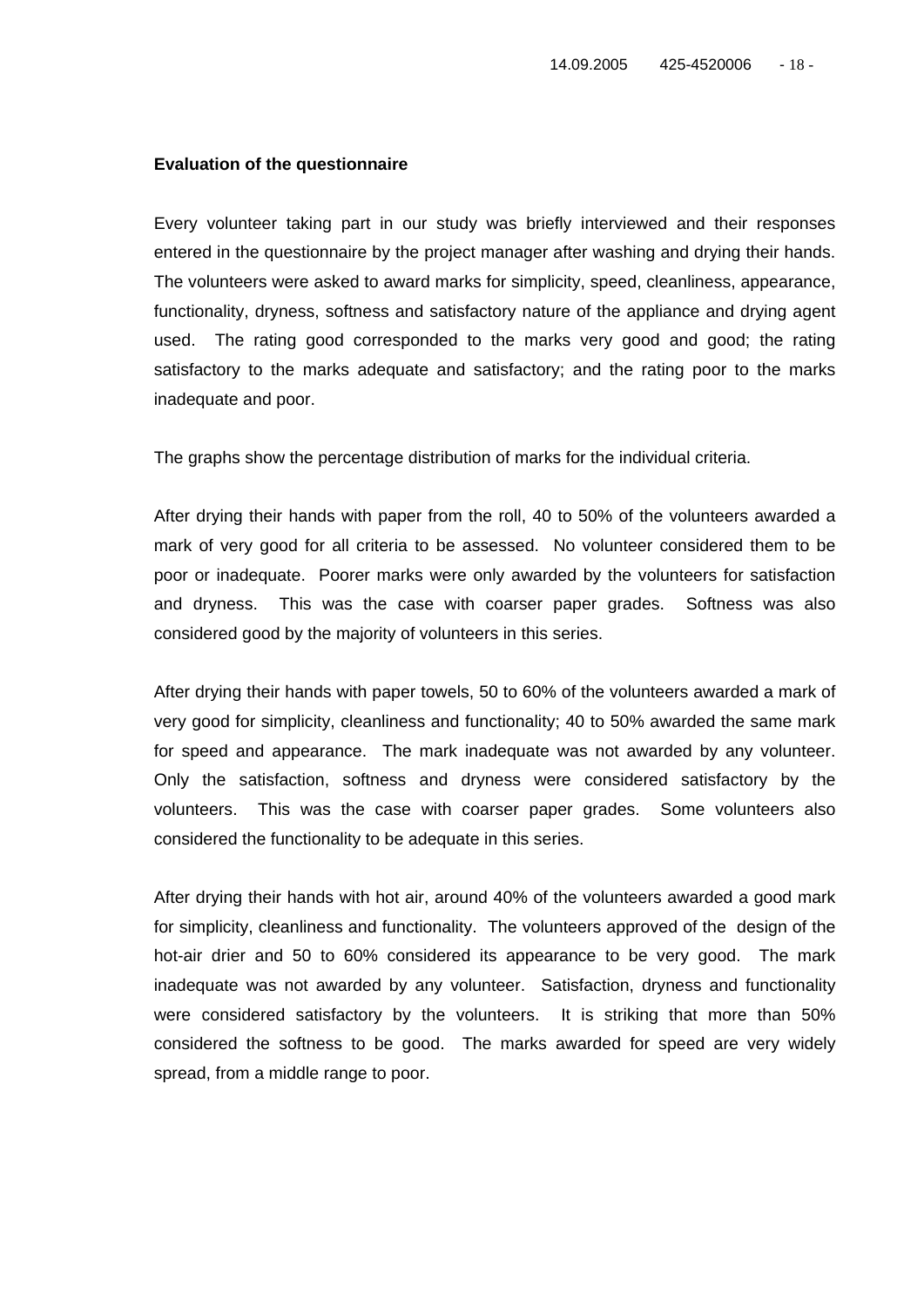**Evaluation of the questionnaire**

Every volunteer taking part in our study was briefly interviewed and their responses entered in the questionnaire by the project manager after washing and drying their hands. The volunteers were asked to award marks for simplicity, speed, cleanliness, appearance, functionality, dryness, softness and satisfactory nature of the appliance and drying agent used. The rating good corresponded to the marks very good and good; the rating satisfactory to the marks adequate and satisfactory; and the rating poor to the marks inadequate and poor.

The graphs show the percentage distribution of marks for the individual criteria.

After drying their hands with paper from the roll, 40 to 50% of the volunteers awarded a mark of very good for all criteria to be assessed. No volunteer considered them to be poor or inadequate. Poorer marks were only awarded by the volunteers for satisfaction and dryness. This was the case with coarser paper grades. Softness was also considered good by the majority of volunteers in this series.

After drying their hands with paper towels, 50 to 60% of the volunteers awarded a mark of very good for simplicity, cleanliness and functionality; 40 to 50% awarded the same mark for speed and appearance. The mark inadequate was not awarded by any volunteer. Only the satisfaction, softness and dryness were considered satisfactory by the volunteers. This was the case with coarser paper grades. Some volunteers also considered the functionality to be adequate in this series.

After drying their hands with hot air, around 40% of the volunteers awarded a good mark for simplicity, cleanliness and functionality. The volunteers approved of the design of the hot-air drier and 50 to 60% considered its appearance to be very good. The mark inadequate was not awarded by any volunteer. Satisfaction, dryness and functionality were considered satisfactory by the volunteers. It is striking that more than 50% considered the softness to be good. The marks awarded for speed are very widely spread, from a middle range to poor.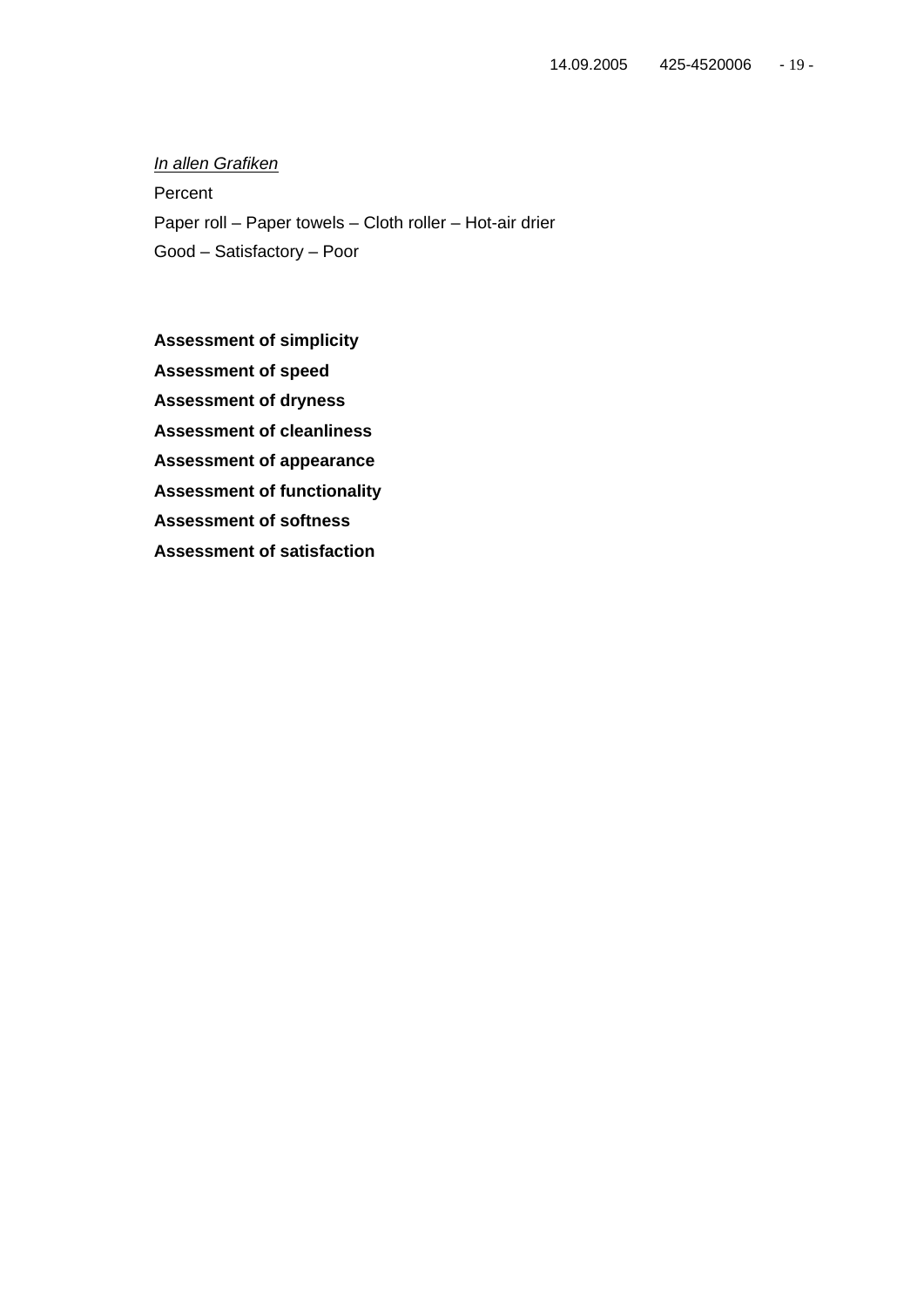*In allen Grafiken*

Percent

Paper roll – Paper towels – Cloth roller – Hot-air drier

Good – Satisfactory – Poor

**Assessment of simplicity**

**Assessment of speed**

**Assessment of dryness**

**Assessment of cleanliness**

**Assessment of appearance**

**Assessment of functionality**

**Assessment of softness**

**Assessment of satisfaction**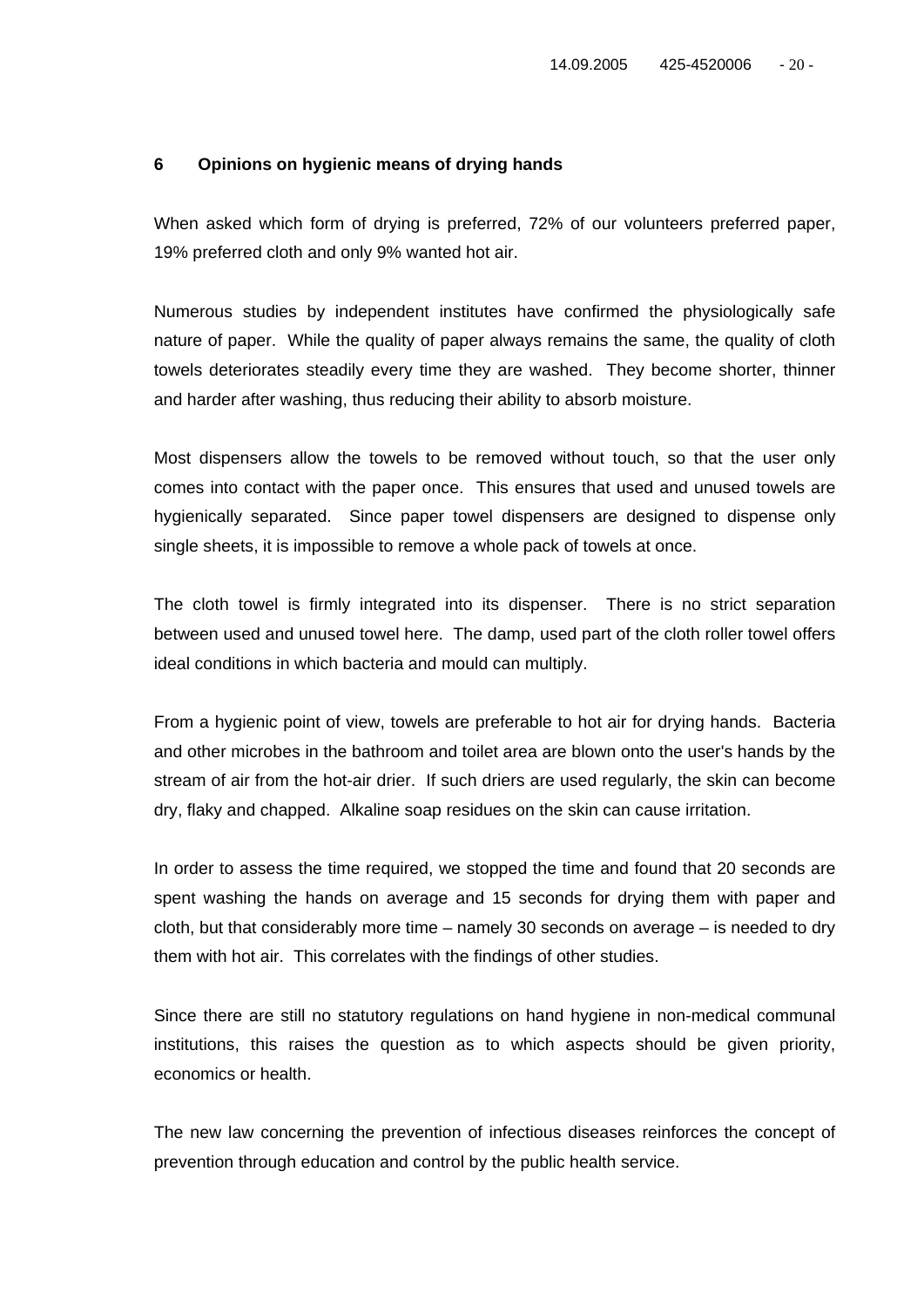## 6 Opinions on hygienic means of drying hands

When asked which form of drying is preferred, 72% of our volunteers preferred paper, 19% preferred cloth and only 9% wanted hot air.

Numerous studies by independent institutes have confirmed the physiologically safe nature of paper. While the quality of paper always remains the same, the quality of cloth towels deteriorates steadily every time they are washed. They become shorter, thinner and harder after washing, thus reducing their ability to absorb moisture.

Most dispensers allow the towels to be removed without touch, so that the user only comes into contact with the paper once. This ensures that used and unused towels are hygienically separated. Since paper towel dispensers are designed to dispense only single sheets, it is impossible to remove a whole pack of towels at once.

The cloth towel is firmly integrated into its dispenser. There is no strict separation between used and unused towel here. The damp, used part of the cloth roller towel offers ideal conditions in which bacteria and mould can multiply.

From a hygienic point of view, towels are preferable to hot air for drying hands. Bacteria and other microbes in the bathroom and toilet area are blown onto the user's hands by the stream of air from the hot-air drier. If such driers are used regularly, the skin can become dry, flaky and chapped. Alkaline soap residues on the skin can cause irritation.

In order to assess the time required, we stopped the time and found that 20 seconds are spent washing the hands on average and 15 seconds for drying them with paper and cloth, but that considerably more time – namely 30 seconds on average – is needed to dry them with hot air. This correlates with the findings of other studies.

Since there are still no statutory regulations on hand hygiene in non-medical communal institutions, this raises the question as to which aspects should be given priority, economics or health.

The new law concerning the prevention of infectious diseases reinforces the concept of prevention through education and control by the public health service.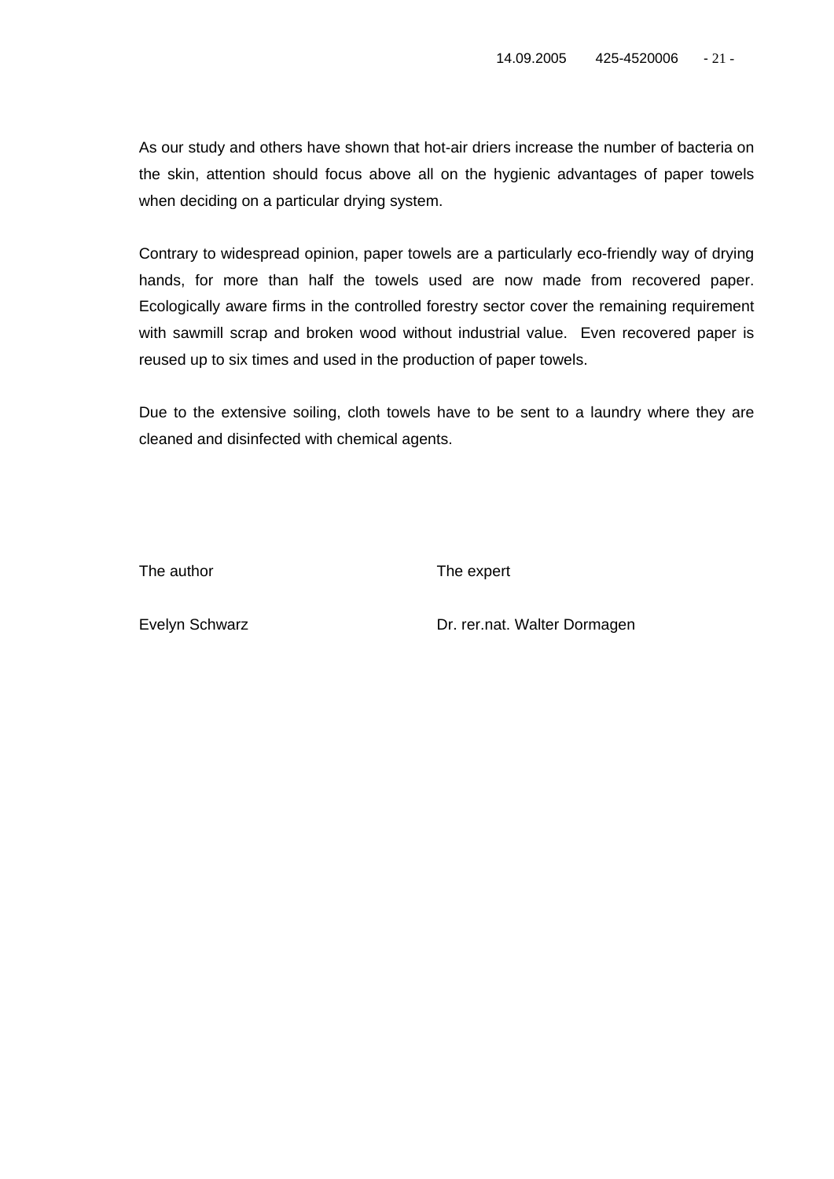As our study and others have shown that hot-air driers increase the number of bacteria on the skin, attention should focus above all on the hygienic advantages of paper towels when deciding on a particular drying system.

Contrary to widespread opinion, paper towels are a particularly eco-friendly way of drying hands, for more than half the towels used are now made from recovered paper. Ecologically aware firms in the controlled forestry sector cover the remaining requirement with sawmill scrap and broken wood without industrial value. Even recovered paper is reused up to six times and used in the production of paper towels.

Due to the extensive soiling, cloth towels have to be sent to a laundry where they are cleaned and disinfected with chemical agents.

| | |
|---|---|
| The author | The expert |
| Evelyn Schwarz | Dr. rer.nat. Walter Dormagen |